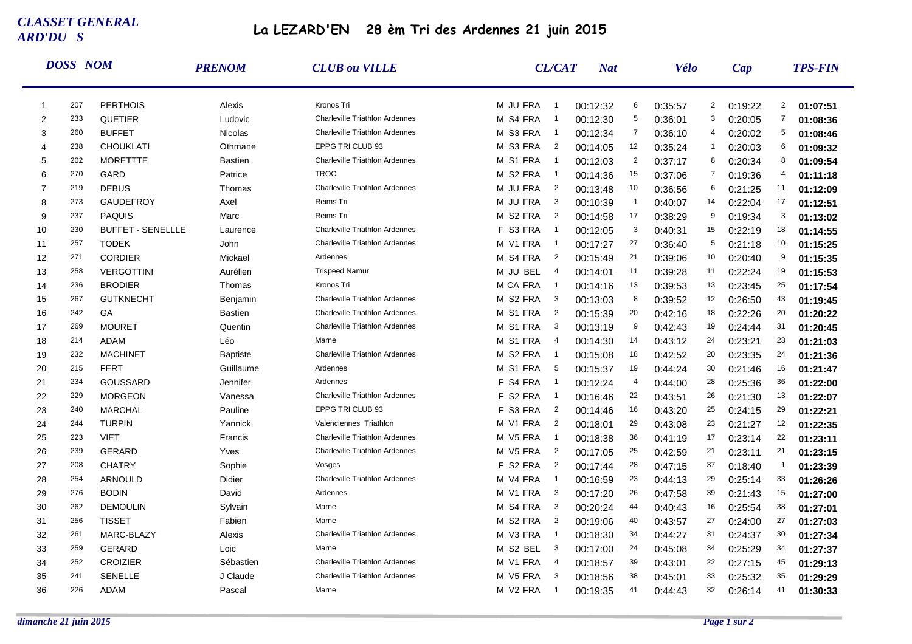*CLASSET GENERAL ARD'DU S*

# La LEZARD'EN 28 èm Tri des Ardennes 21 juin 2015

| | DOSS | NOM | PRENOM | CLUB ou VILLE | CL/CAT | | Nat | | Vélo | | Cap | | TPS-FIN |
|---|---|---|---|---|---|---|---|---|---|---|---|---|---|
| 1 | 207 | PERTHOIS | Alexis | Kronos Tri | M JU FRA | 1 | 00:12:32 | 6 | 0:35:57 | 2 | 0:19:22 | 2 | **01:07:51** |
| 2 | 233 | QUETIER | Ludovic | Charleville Triathlon Ardennes | M S4 FRA | 1 | 00:12:30 | 5 | 0:36:01 | 3 | 0:20:05 | 7 | **01:08:36** |
| 3 | 260 | BUFFET | Nicolas | Charleville Triathlon Ardennes | M S3 FRA | 1 | 00:12:34 | 7 | 0:36:10 | 4 | 0:20:02 | 5 | **01:08:46** |
| 4 | 238 | CHOUKLATI | Othmane | EPPG TRI CLUB 93 | M S3 FRA | 2 | 00:14:05 | 12 | 0:35:24 | 1 | 0:20:03 | 6 | **01:09:32** |
| 5 | 202 | MORETTTE | Bastien | Charleville Triathlon Ardennes | M S1 FRA | 1 | 00:12:03 | 2 | 0:37:17 | 8 | 0:20:34 | 8 | **01:09:54** |
| 6 | 270 | GARD | Patrice | TROC | M S2 FRA | 1 | 00:14:36 | 15 | 0:37:06 | 7 | 0:19:36 | 4 | **01:11:18** |
| 7 | 219 | DEBUS | Thomas | Charleville Triathlon Ardennes | M JU FRA | 2 | 00:13:48 | 10 | 0:36:56 | 6 | 0:21:25 | 11 | **01:12:09** |
| 8 | 273 | GAUDEFROY | Axel | Reims Tri | M JU FRA | 3 | 00:10:39 | 1 | 0:40:07 | 14 | 0:22:04 | 17 | **01:12:51** |
| 9 | 237 | PAQUIS | Marc | Reims Tri | M S2 FRA | 2 | 00:14:58 | 17 | 0:38:29 | 9 | 0:19:34 | 3 | **01:13:02** |
| 10 | 230 | BUFFET - SENELLLE | Laurence | Charleville Triathlon Ardennes | F S3 FRA | 1 | 00:12:05 | 3 | 0:40:31 | 15 | 0:22:19 | 18 | **01:14:55** |
| 11 | 257 | TODEK | John | Charleville Triathlon Ardennes | M V1 FRA | 1 | 00:17:27 | 27 | 0:36:40 | 5 | 0:21:18 | 10 | **01:15:25** |
| 12 | 271 | CORDIER | Mickael | Ardennes | M S4 FRA | 2 | 00:15:49 | 21 | 0:39:06 | 10 | 0:20:40 | 9 | **01:15:35** |
| 13 | 258 | VERGOTTINI | Aurélien | Trispeed Namur | M JU BEL | 4 | 00:14:01 | 11 | 0:39:28 | 11 | 0:22:24 | 19 | **01:15:53** |
| 14 | 236 | BRODIER | Thomas | Kronos Tri | M CA FRA | 1 | 00:14:16 | 13 | 0:39:53 | 13 | 0:23:45 | 25 | **01:17:54** |
| 15 | 267 | GUTKNECHT | Benjamin | Charleville Triathlon Ardennes | M S2 FRA | 3 | 00:13:03 | 8 | 0:39:52 | 12 | 0:26:50 | 43 | **01:19:45** |
| 16 | 242 | GA | Bastien | Charleville Triathlon Ardennes | M S1 FRA | 2 | 00:15:39 | 20 | 0:42:16 | 18 | 0:22:26 | 20 | **01:20:22** |
| 17 | 269 | MOURET | Quentin | Charleville Triathlon Ardennes | M S1 FRA | 3 | 00:13:19 | 9 | 0:42:43 | 19 | 0:24:44 | 31 | **01:20:45** |
| 18 | 214 | ADAM | Léo | Marne | M S1 FRA | 4 | 00:14:30 | 14 | 0:43:12 | 24 | 0:23:21 | 23 | **01:21:03** |
| 19 | 232 | MACHINET | Baptiste | Charleville Triathlon Ardennes | M S2 FRA | 1 | 00:15:08 | 18 | 0:42:52 | 20 | 0:23:35 | 24 | **01:21:36** |
| 20 | 215 | FERT | Guillaume | Ardennes | M S1 FRA | 5 | 00:15:37 | 19 | 0:44:24 | 30 | 0:21:46 | 16 | **01:21:47** |
| 21 | 234 | GOUSSARD | Jennifer | Ardennes | F S4 FRA | 1 | 00:12:24 | 4 | 0:44:00 | 28 | 0:25:36 | 36 | **01:22:00** |
| 22 | 229 | MORGEON | Vanessa | Charleville Triathlon Ardennes | F S2 FRA | 1 | 00:16:46 | 22 | 0:43:51 | 26 | 0:21:30 | 13 | **01:22:07** |
| 23 | 240 | MARCHAL | Pauline | EPPG TRI CLUB 93 | F S3 FRA | 2 | 00:14:46 | 16 | 0:43:20 | 25 | 0:24:15 | 29 | **01:22:21** |
| 24 | 244 | TURPIN | Yannick | Valenciennes Triathlon | M V1 FRA | 2 | 00:18:01 | 29 | 0:43:08 | 23 | 0:21:27 | 12 | **01:22:35** |
| 25 | 223 | VIET | Francis | Charleville Triathlon Ardennes | M V5 FRA | 1 | 00:18:38 | 36 | 0:41:19 | 17 | 0:23:14 | 22 | **01:23:11** |
| 26 | 239 | GERARD | Yves | Charleville Triathlon Ardennes | M V5 FRA | 2 | 00:17:05 | 25 | 0:42:59 | 21 | 0:23:11 | 21 | **01:23:15** |
| 27 | 208 | CHATRY | Sophie | Vosges | F S2 FRA | 2 | 00:17:44 | 28 | 0:47:15 | 37 | 0:18:40 | 1 | **01:23:39** |
| 28 | 254 | ARNOULD | Didier | Charleville Triathlon Ardennes | M V4 FRA | 1 | 00:16:59 | 23 | 0:44:13 | 29 | 0:25:14 | 33 | **01:26:26** |
| 29 | 276 | BODIN | David | Ardennes | M V1 FRA | 3 | 00:17:20 | 26 | 0:47:58 | 39 | 0:21:43 | 15 | **01:27:00** |
| 30 | 262 | DEMOULIN | Sylvain | Marne | M S4 FRA | 3 | 00:20:24 | 44 | 0:40:43 | 16 | 0:25:54 | 38 | **01:27:01** |
| 31 | 256 | TISSET | Fabien | Marne | M S2 FRA | 2 | 00:19:06 | 40 | 0:43:57 | 27 | 0:24:00 | 27 | **01:27:03** |
| 32 | 261 | MARC-BLAZY | Alexis | Charleville Triathlon Ardennes | M V3 FRA | 1 | 00:18:30 | 34 | 0:44:27 | 31 | 0:24:37 | 30 | **01:27:34** |
| 33 | 259 | GERARD | Loic | Marne | M S2 BEL | 3 | 00:17:00 | 24 | 0:45:08 | 34 | 0:25:29 | 34 | **01:27:37** |
| 34 | 252 | CROIZIER | Sébastien | Charleville Triathlon Ardennes | M V1 FRA | 4 | 00:18:57 | 39 | 0:43:01 | 22 | 0:27:15 | 45 | **01:29:13** |
| 35 | 241 | SENELLE | J Claude | Charleville Triathlon Ardennes | M V5 FRA | 3 | 00:18:56 | 38 | 0:45:01 | 33 | 0:25:32 | 35 | **01:29:29** |
| 36 | 226 | ADAM | Pascal | Marne | M V2 FRA | 1 | 00:19:35 | 41 | 0:44:43 | 32 | 0:26:14 | 41 | **01:30:33** |

*dimanche 21 juin 2015*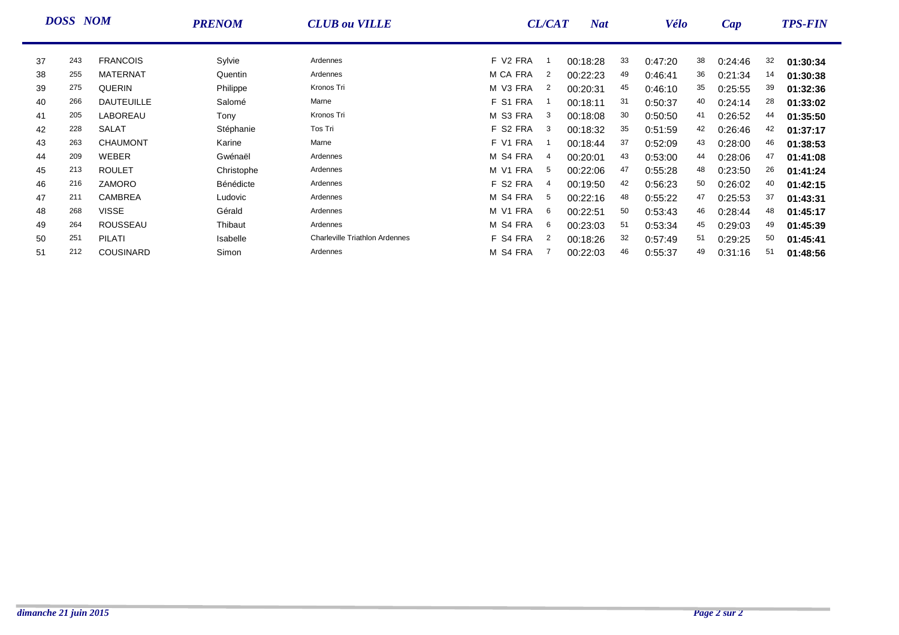| | DOSS | NOM | PRENOM | CLUB ou VILLE | CL/CAT | | Nat | | | Vélo | | Cap | | TPS-FIN |
|---|---|---|---|---|---|---|---|---|---|---|---|---|---|---|
| 37 | 243 | FRANCOIS | Sylvie | Ardennes | F V2 | FRA | 1 | 00:18:28 | 33 | 0:47:20 | 38 | 0:24:46 | 32 | **01:30:34** |
| 38 | 255 | MATERNAT | Quentin | Ardennes | M CA | FRA | 2 | 00:22:23 | 49 | 0:46:41 | 36 | 0:21:34 | 14 | **01:30:38** |
| 39 | 275 | QUERIN | Philippe | Kronos Tri | M V3 | FRA | 2 | 00:20:31 | 45 | 0:46:10 | 35 | 0:25:55 | 39 | **01:32:36** |
| 40 | 266 | DAUTEUILLE | Salomé | Marne | F S1 | FRA | 1 | 00:18:11 | 31 | 0:50:37 | 40 | 0:24:14 | 28 | **01:33:02** |
| 41 | 205 | LABOREAU | Tony | Kronos Tri | M S3 | FRA | 3 | 00:18:08 | 30 | 0:50:50 | 41 | 0:26:52 | 44 | **01:35:50** |
| 42 | 228 | SALAT | Stéphanie | Tos Tri | F S2 | FRA | 3 | 00:18:32 | 35 | 0:51:59 | 42 | 0:26:46 | 42 | **01:37:17** |
| 43 | 263 | CHAUMONT | Karine | Marne | F V1 | FRA | 1 | 00:18:44 | 37 | 0:52:09 | 43 | 0:28:00 | 46 | **01:38:53** |
| 44 | 209 | WEBER | Gwénaël | Ardennes | M S4 | FRA | 4 | 00:20:01 | 43 | 0:53:00 | 44 | 0:28:06 | 47 | **01:41:08** |
| 45 | 213 | ROULET | Christophe | Ardennes | M V1 | FRA | 5 | 00:22:06 | 47 | 0:55:28 | 48 | 0:23:50 | 26 | **01:41:24** |
| 46 | 216 | ZAMORO | Bénédicte | Ardennes | F S2 | FRA | 4 | 00:19:50 | 42 | 0:56:23 | 50 | 0:26:02 | 40 | **01:42:15** |
| 47 | 211 | CAMBREA | Ludovic | Ardennes | M S4 | FRA | 5 | 00:22:16 | 48 | 0:55:22 | 47 | 0:25:53 | 37 | **01:43:31** |
| 48 | 268 | VISSE | Gérald | Ardennes | M V1 | FRA | 6 | 00:22:51 | 50 | 0:53:43 | 46 | 0:28:44 | 48 | **01:45:17** |
| 49 | 264 | ROUSSEAU | Thibaut | Ardennes | M S4 | FRA | 6 | 00:23:03 | 51 | 0:53:34 | 45 | 0:29:03 | 49 | **01:45:39** |
| 50 | 251 | PILATI | Isabelle | Charleville Triathlon Ardennes | F S4 | FRA | 2 | 00:18:26 | 32 | 0:57:49 | 51 | 0:29:25 | 50 | **01:45:41** |
| 51 | 212 | COUSINARD | Simon | Ardennes | M S4 | FRA | 7 | 00:22:03 | 46 | 0:55:37 | 49 | 0:31:16 | 51 | **01:48:56** |

*dimanche 21 juin 2015*